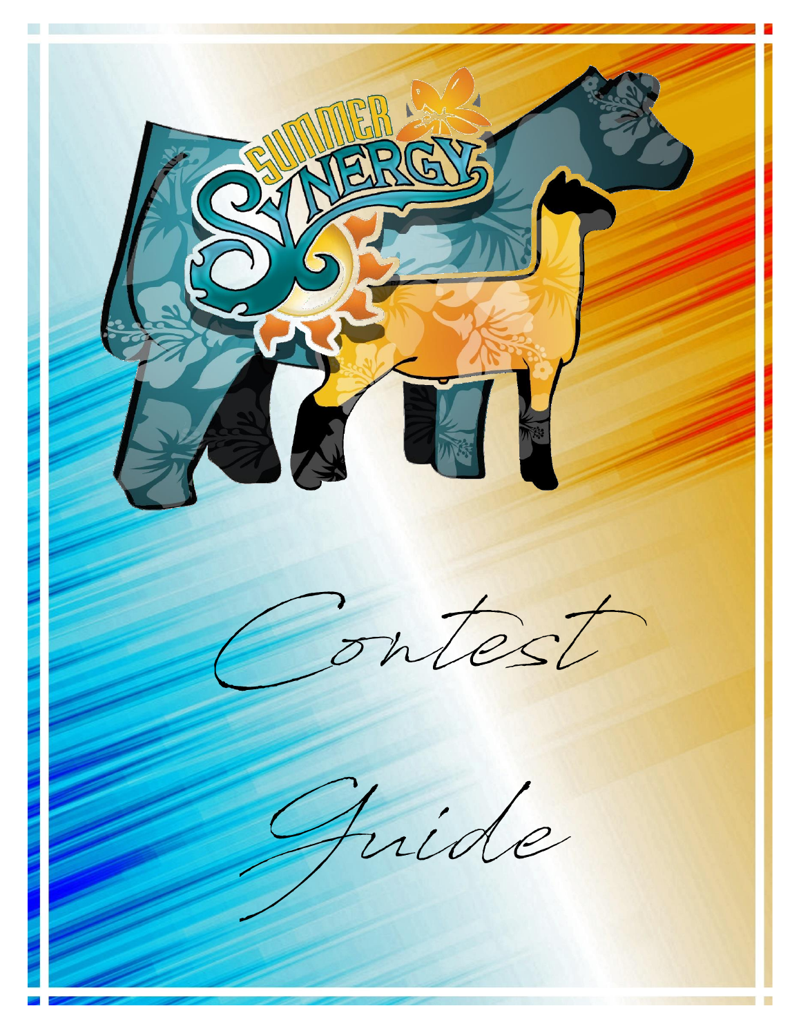# Summer Synergy

# Contest Guide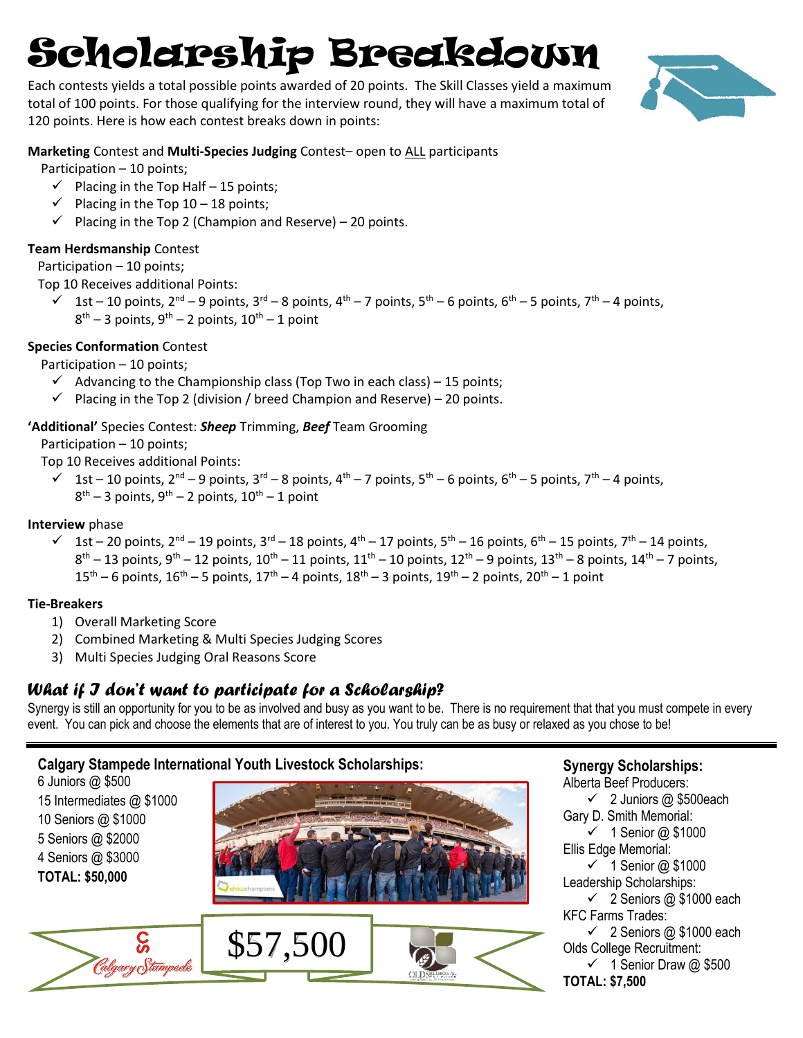# Scholarship Breakdown

Each contests yields a total possible points awarded of 20 points. The Skill Classes yield a maximum total of 100 points. For those qualifying for the interview round, they will have a maximum total of 120 points. Here is how each contest breaks down in points:

**Marketing** Contest and **Multi-Species Judging** Contest– open to ALL participants

Participation – 10 points;

- ✓ Placing in the Top Half – 15 points;
- ✓ Placing in the Top 10 – 18 points;
- ✓ Placing in the Top 2 (Champion and Reserve) – 20 points.

**Team Herdsmanship** Contest

Participation – 10 points;

Top 10 Receives additional Points:

- ✓ 1st – 10 points, 2nd – 9 points, 3rd – 8 points, 4th – 7 points, 5th – 6 points, 6th – 5 points, 7th – 4 points, 8th – 3 points, 9th – 2 points, 10th – 1 point

**Species Conformation** Contest

Participation – 10 points;

- ✓ Advancing to the Championship class (Top Two in each class) – 15 points;
- ✓ Placing in the Top 2 (division / breed Champion and Reserve) – 20 points.

**'Additional'** Species Contest: ***Sheep*** Trimming, ***Beef*** Team Grooming

Participation – 10 points;

Top 10 Receives additional Points:

- ✓ 1st – 10 points, 2nd – 9 points, 3rd – 8 points, 4th – 7 points, 5th – 6 points, 6th – 5 points, 7th – 4 points, 8th – 3 points, 9th – 2 points, 10th – 1 point

**Interview** phase

- ✓ 1st – 20 points, 2nd – 19 points, 3rd – 18 points, 4th – 17 points, 5th – 16 points, 6th – 15 points, 7th – 14 points, 8th – 13 points, 9th – 12 points, 10th – 11 points, 11th – 10 points, 12th – 9 points, 13th – 8 points, 14th – 7 points, 15th – 6 points, 16th – 5 points, 17th – 4 points, 18th – 3 points, 19th – 2 points, 20th – 1 point

**Tie-Breakers**

1) Overall Marketing Score
2) Combined Marketing & Multi Species Judging Scores
3) Multi Species Judging Oral Reasons Score

## *What if I don't want to participate for a Scholarship?*

Synergy is still an opportunity for you to be as involved and busy as you want to be. There is no requirement that that you must compete in every event. You can pick and choose the elements that are of interest to you. You truly can be as busy or relaxed as you chose to be!

---

**Calgary Stampede International Youth Livestock Scholarships:**

6 Juniors @ $500
15 Intermediates @ $1000
10 Seniors @ $1000
5 Seniors @ $2000
4 Seniors @ $3000
**TOTAL: $50,000**

$57,500

**Synergy Scholarships:**

Alberta Beef Producers:
- ✓ 2 Juniors @ $500each

Gary D. Smith Memorial:
- ✓ 1 Senior @ $1000

Ellis Edge Memorial:
- ✓ 1 Senior @ $1000

Leadership Scholarships:
- ✓ 2 Seniors @ $1000 each

KFC Farms Trades:
- ✓ 2 Seniors @ $1000 each

Olds College Recruitment:
- ✓ 1 Senior Draw @ $500

**TOTAL: $7,500**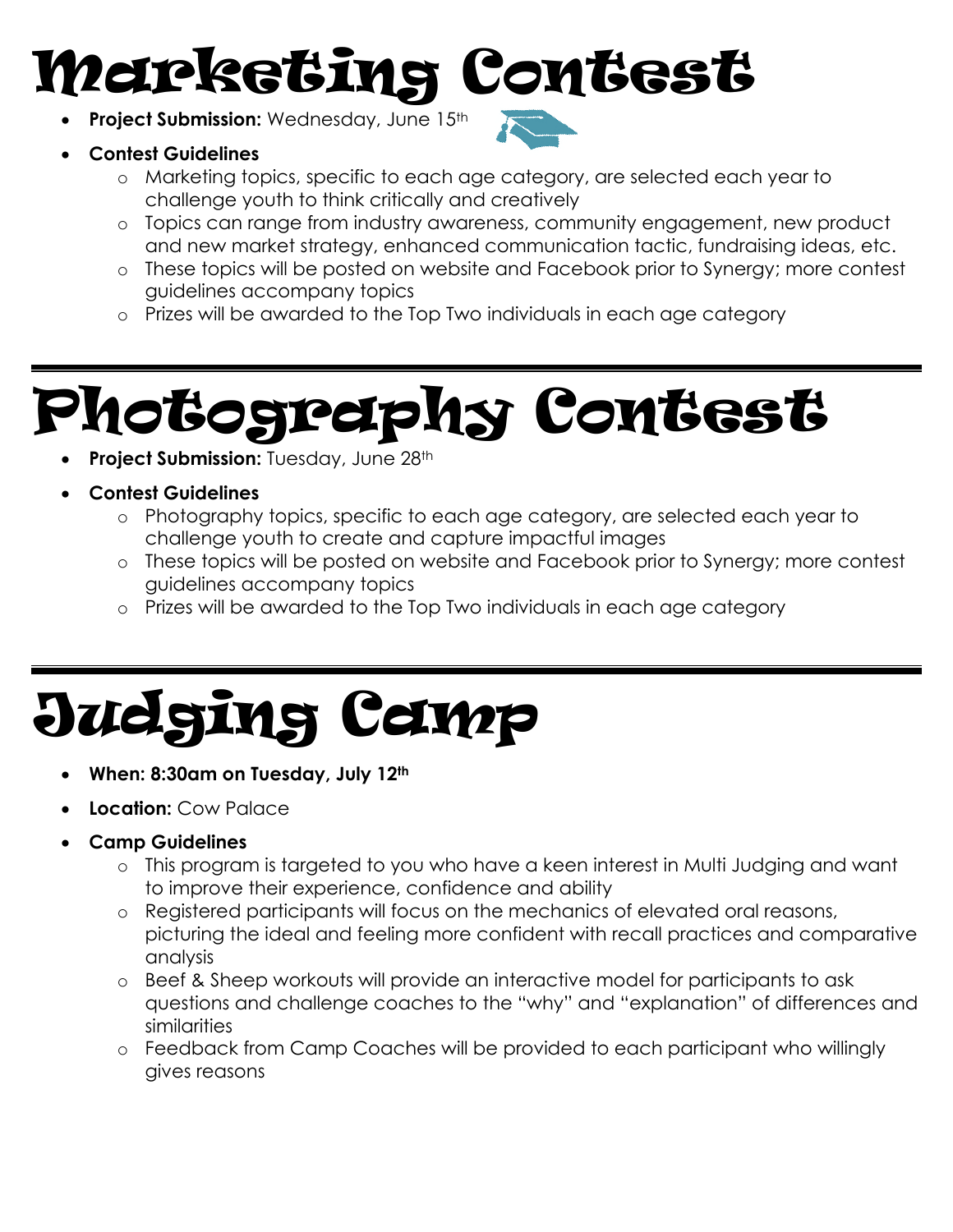# Marketing Contest

- **Project Submission:** Wednesday, June 15th
- **Contest Guidelines**
  - Marketing topics, specific to each age category, are selected each year to challenge youth to think critically and creatively
  - Topics can range from industry awareness, community engagement, new product and new market strategy, enhanced communication tactic, fundraising ideas, etc.
  - These topics will be posted on website and Facebook prior to Synergy; more contest guidelines accompany topics
  - Prizes will be awarded to the Top Two individuals in each age category

# Photography Contest

- **Project Submission:** Tuesday, June 28th
- **Contest Guidelines**
  - Photography topics, specific to each age category, are selected each year to challenge youth to create and capture impactful images
  - These topics will be posted on website and Facebook prior to Synergy; more contest guidelines accompany topics
  - Prizes will be awarded to the Top Two individuals in each age category

# Judging Camp

- **When: 8:30am on Tuesday, July 12th**
- **Location:** Cow Palace
- **Camp Guidelines**
  - This program is targeted to you who have a keen interest in Multi Judging and want to improve their experience, confidence and ability
  - Registered participants will focus on the mechanics of elevated oral reasons, picturing the ideal and feeling more confident with recall practices and comparative analysis
  - Beef & Sheep workouts will provide an interactive model for participants to ask questions and challenge coaches to the "why" and "explanation" of differences and similarities
  - Feedback from Camp Coaches will be provided to each participant who willingly gives reasons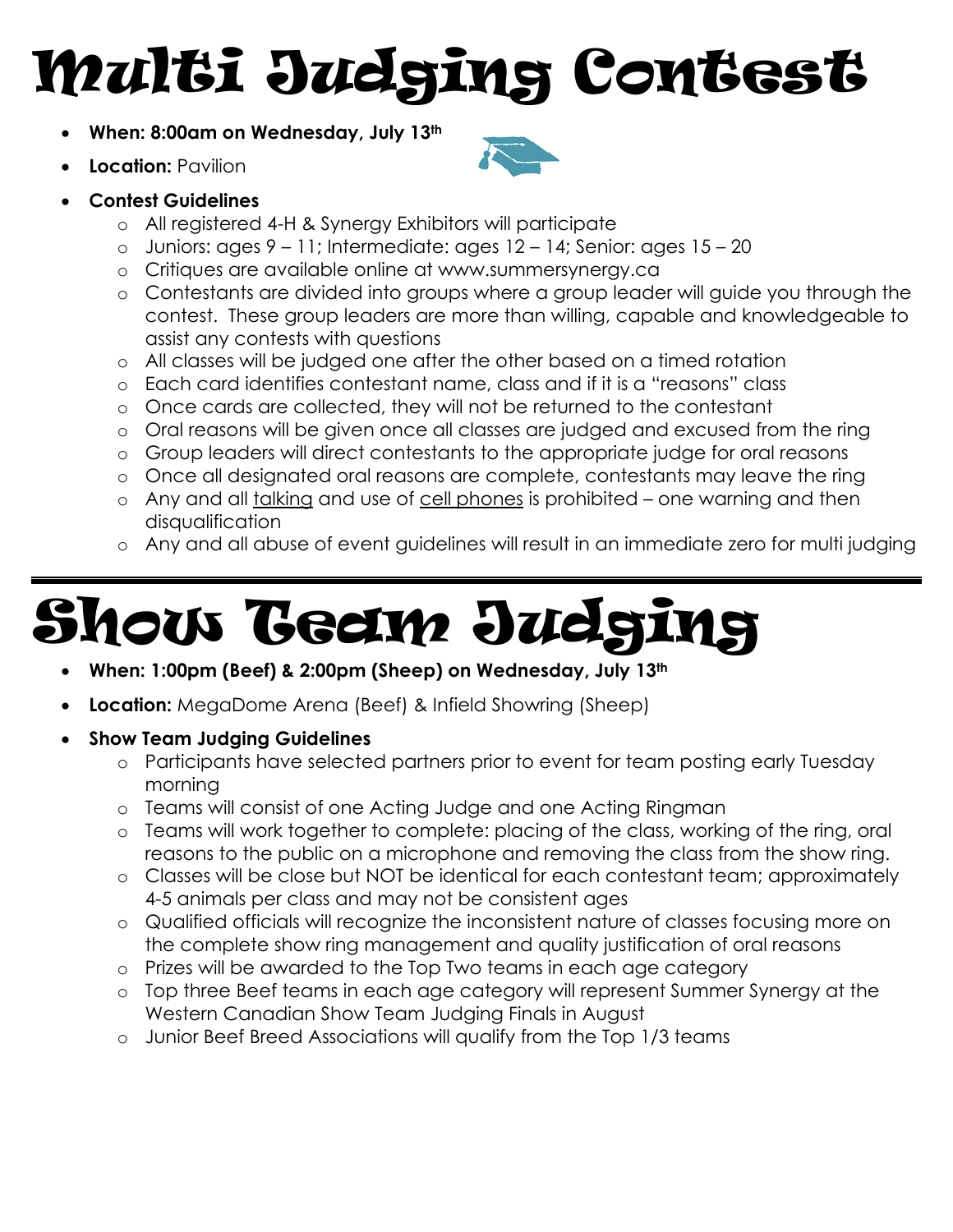# Multi Judging Contest

- **When: 8:00am on Wednesday, July 13th**
- **Location:** Pavilion
- **Contest Guidelines**
  - All registered 4-H & Synergy Exhibitors will participate
  - Juniors: ages 9 – 11; Intermediate: ages 12 – 14; Senior: ages 15 – 20
  - Critiques are available online at www.summersynergy.ca
  - Contestants are divided into groups where a group leader will guide you through the contest. These group leaders are more than willing, capable and knowledgeable to assist any contests with questions
  - All classes will be judged one after the other based on a timed rotation
  - Each card identifies contestant name, class and if it is a "reasons" class
  - Once cards are collected, they will not be returned to the contestant
  - Oral reasons will be given once all classes are judged and excused from the ring
  - Group leaders will direct contestants to the appropriate judge for oral reasons
  - Once all designated oral reasons are complete, contestants may leave the ring
  - Any and all <u>talking</u> and use of <u>cell phones</u> is prohibited – one warning and then disqualification
  - Any and all abuse of event guidelines will result in an immediate zero for multi judging

---

# Show Team Judging

- **When: 1:00pm (Beef) & 2:00pm (Sheep) on Wednesday, July 13th**
- **Location:** MegaDome Arena (Beef) & Infield Showring (Sheep)
- **Show Team Judging Guidelines**
  - Participants have selected partners prior to event for team posting early Tuesday morning
  - Teams will consist of one Acting Judge and one Acting Ringman
  - Teams will work together to complete: placing of the class, working of the ring, oral reasons to the public on a microphone and removing the class from the show ring.
  - Classes will be close but NOT be identical for each contestant team; approximately 4-5 animals per class and may not be consistent ages
  - Qualified officials will recognize the inconsistent nature of classes focusing more on the complete show ring management and quality justification of oral reasons
  - Prizes will be awarded to the Top Two teams in each age category
  - Top three Beef teams in each age category will represent Summer Synergy at the Western Canadian Show Team Judging Finals in August
  - Junior Beef Breed Associations will qualify from the Top 1/3 teams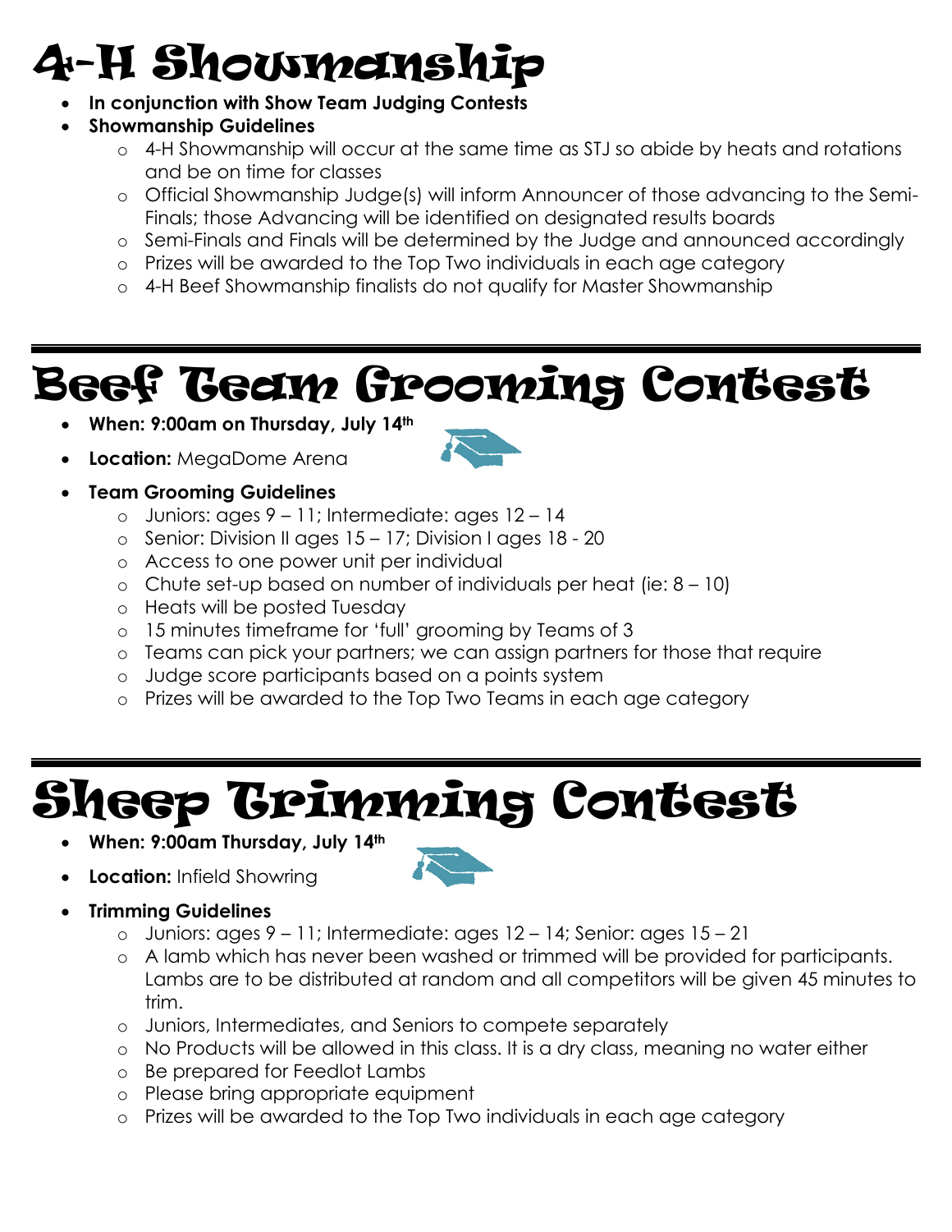# 4-H Showmanship

- **In conjunction with Show Team Judging Contests**
- **Showmanship Guidelines**
  - 4-H Showmanship will occur at the same time as STJ so abide by heats and rotations and be on time for classes
  - Official Showmanship Judge(s) will inform Announcer of those advancing to the Semi-Finals; those Advancing will be identified on designated results boards
  - Semi-Finals and Finals will be determined by the Judge and announced accordingly
  - Prizes will be awarded to the Top Two individuals in each age category
  - 4-H Beef Showmanship finalists do not qualify for Master Showmanship

---

# Beef Team Grooming Contest

- **When: 9:00am on Thursday, July 14th**
- **Location:** MegaDome Arena
- **Team Grooming Guidelines**
  - Juniors: ages 9 – 11; Intermediate: ages 12 – 14
  - Senior: Division II ages 15 – 17; Division I ages 18 - 20
  - Access to one power unit per individual
  - Chute set-up based on number of individuals per heat (ie: 8 – 10)
  - Heats will be posted Tuesday
  - 15 minutes timeframe for 'full' grooming by Teams of 3
  - Teams can pick your partners; we can assign partners for those that require
  - Judge score participants based on a points system
  - Prizes will be awarded to the Top Two Teams in each age category

---

# Sheep Trimming Contest

- **When: 9:00am Thursday, July 14th**
- **Location:** Infield Showring
- **Trimming Guidelines**
  - Juniors: ages 9 – 11; Intermediate: ages 12 – 14; Senior: ages 15 – 21
  - A lamb which has never been washed or trimmed will be provided for participants. Lambs are to be distributed at random and all competitors will be given 45 minutes to trim.
  - Juniors, Intermediates, and Seniors to compete separately
  - No Products will be allowed in this class. It is a dry class, meaning no water either
  - Be prepared for Feedlot Lambs
  - Please bring appropriate equipment
  - Prizes will be awarded to the Top Two individuals in each age category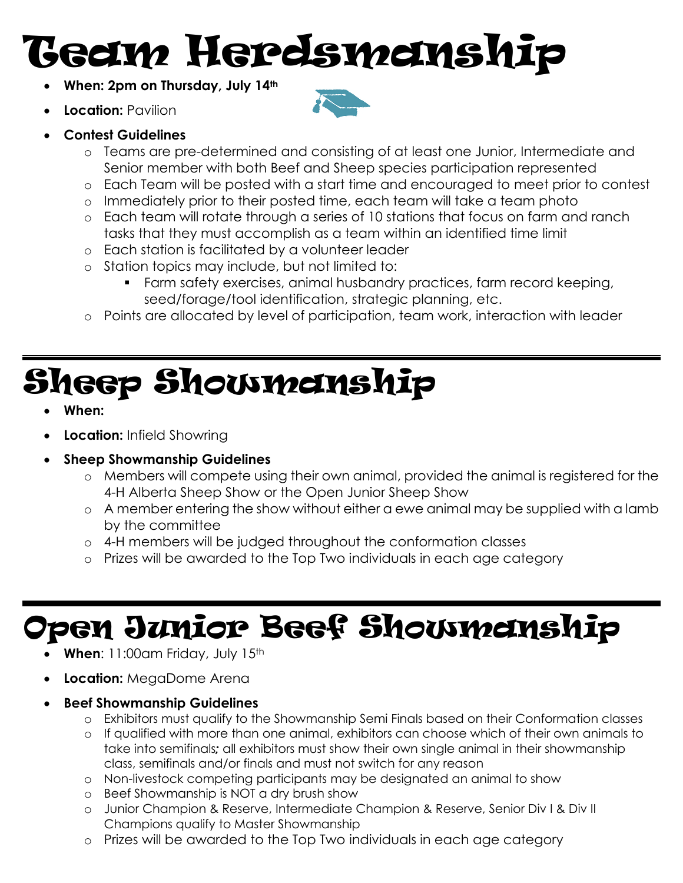# Team Herdsmanship

- **When: 2pm on Thursday, July 14th**
- **Location:** Pavilion
- **Contest Guidelines**
  - Teams are pre-determined and consisting of at least one Junior, Intermediate and Senior member with both Beef and Sheep species participation represented
  - Each Team will be posted with a start time and encouraged to meet prior to contest
  - Immediately prior to their posted time, each team will take a team photo
  - Each team will rotate through a series of 10 stations that focus on farm and ranch tasks that they must accomplish as a team within an identified time limit
  - Each station is facilitated by a volunteer leader
  - Station topics may include, but not limited to:
    - Farm safety exercises, animal husbandry practices, farm record keeping, seed/forage/tool identification, strategic planning, etc.
  - Points are allocated by level of participation, team work, interaction with leader

---

# Sheep Showmanship

- **When:**
- **Location:** Infield Showring
- **Sheep Showmanship Guidelines**
  - Members will compete using their own animal, provided the animal is registered for the 4-H Alberta Sheep Show or the Open Junior Sheep Show
  - A member entering the show without either a ewe animal may be supplied with a lamb by the committee
  - 4-H members will be judged throughout the conformation classes
  - Prizes will be awarded to the Top Two individuals in each age category

---

# Open Junior Beef Showmanship

- **When**: 11:00am Friday, July 15th
- **Location:** MegaDome Arena
- **Beef Showmanship Guidelines**
  - Exhibitors must qualify to the Showmanship Semi Finals based on their Conformation classes
  - If qualified with more than one animal, exhibitors can choose which of their own animals to take into semifinals***;*** all exhibitors must show their own single animal in their showmanship class, semifinals and/or finals and must not switch for any reason
  - Non-livestock competing participants may be designated an animal to show
  - Beef Showmanship is NOT a dry brush show
  - Junior Champion & Reserve, Intermediate Champion & Reserve, Senior Div I & Div II Champions qualify to Master Showmanship
  - Prizes will be awarded to the Top Two individuals in each age category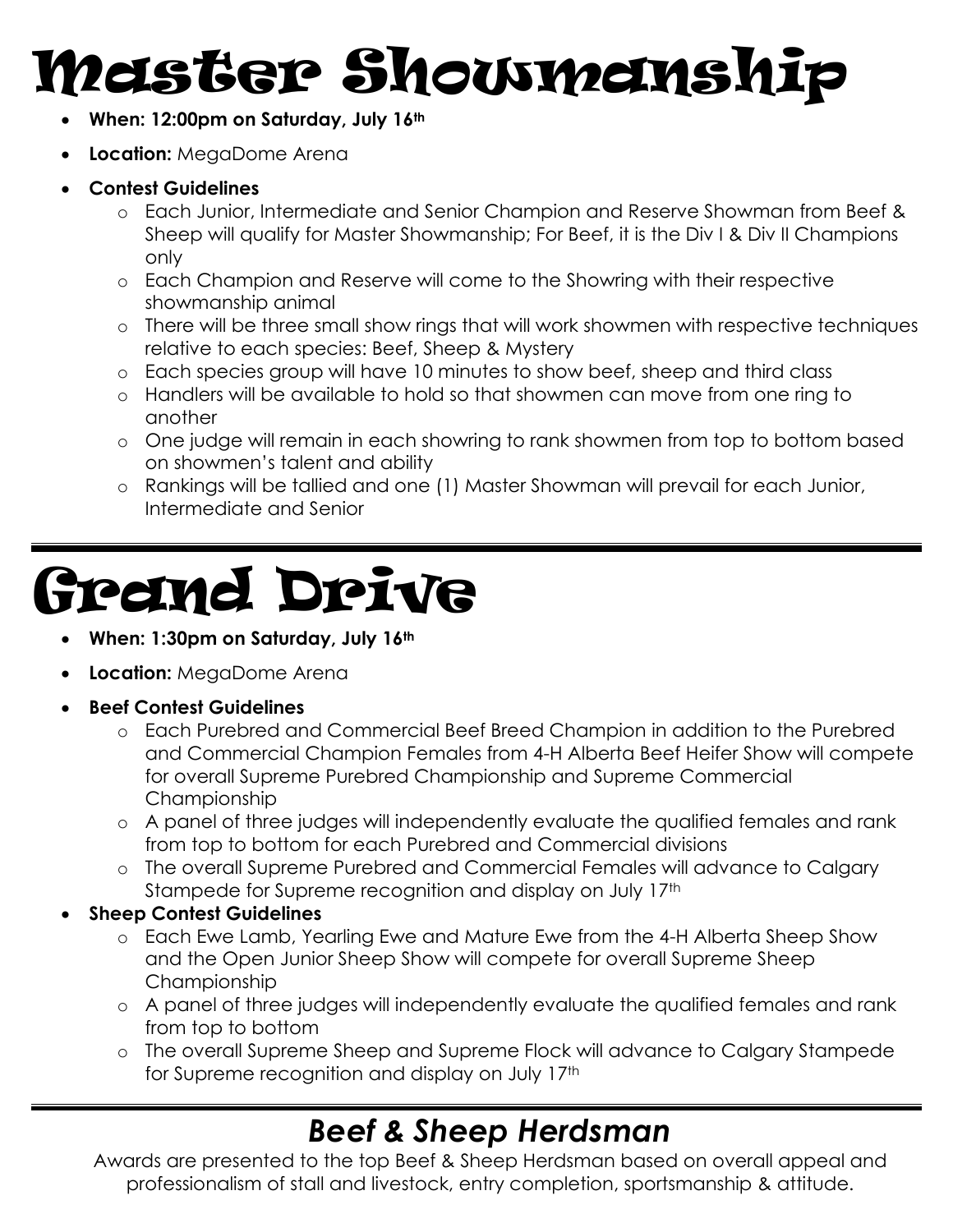# Master Showmanship

- **When: 12:00pm on Saturday, July 16th**
- **Location:** MegaDome Arena
- **Contest Guidelines**
    - Each Junior, Intermediate and Senior Champion and Reserve Showman from Beef & Sheep will qualify for Master Showmanship; For Beef, it is the Div I & Div II Champions only
    - Each Champion and Reserve will come to the Showring with their respective showmanship animal
    - There will be three small show rings that will work showmen with respective techniques relative to each species: Beef, Sheep & Mystery
    - Each species group will have 10 minutes to show beef, sheep and third class
    - Handlers will be available to hold so that showmen can move from one ring to another
    - One judge will remain in each showring to rank showmen from top to bottom based on showmen's talent and ability
    - Rankings will be tallied and one (1) Master Showman will prevail for each Junior, Intermediate and Senior

# Grand Drive

- **When: 1:30pm on Saturday, July 16th**
- **Location:** MegaDome Arena
- **Beef Contest Guidelines**
    - Each Purebred and Commercial Beef Breed Champion in addition to the Purebred and Commercial Champion Females from 4-H Alberta Beef Heifer Show will compete for overall Supreme Purebred Championship and Supreme Commercial Championship
    - A panel of three judges will independently evaluate the qualified females and rank from top to bottom for each Purebred and Commercial divisions
    - The overall Supreme Purebred and Commercial Females will advance to Calgary Stampede for Supreme recognition and display on July 17th
- **Sheep Contest Guidelines**
    - Each Ewe Lamb, Yearling Ewe and Mature Ewe from the 4-H Alberta Sheep Show and the Open Junior Sheep Show will compete for overall Supreme Sheep Championship
    - A panel of three judges will independently evaluate the qualified females and rank from top to bottom
    - The overall Supreme Sheep and Supreme Flock will advance to Calgary Stampede for Supreme recognition and display on July 17th

## *Beef & Sheep Herdsman*

Awards are presented to the top Beef & Sheep Herdsman based on overall appeal and professionalism of stall and livestock, entry completion, sportsmanship & attitude.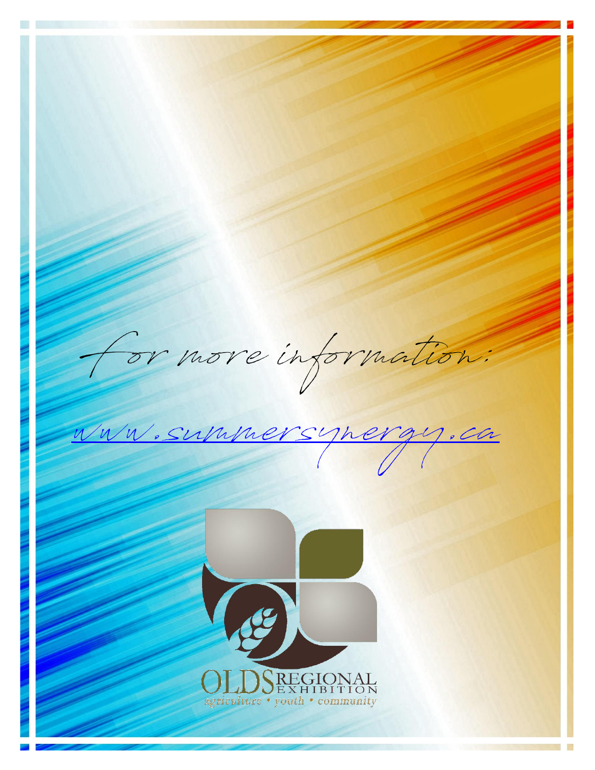for more information:

www.summersynergy.ca

OLDS REGIONAL EXHIBITION
agriculture • youth • community